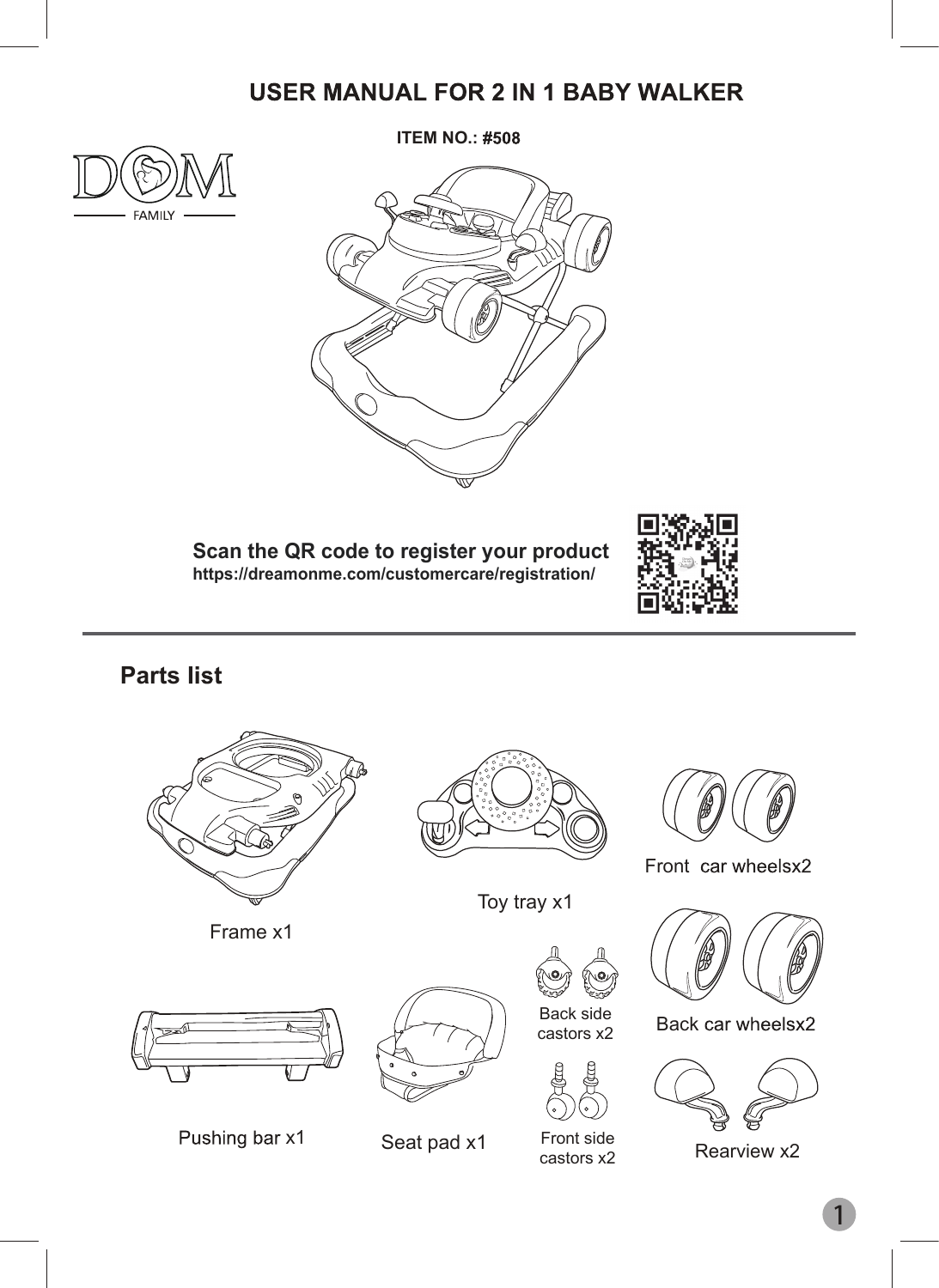# USER MANUAL FOR 2 IN 1 BABY WALKER

**ITEM NO.: #508**

DOM FAMILY

**Scan the QR code to register your product**
**https://dreamonme.com/customercare/registration/**

## Parts list

- Frame x1
- Toy tray x1
- Front car wheelsx2
- Back car wheelsx2
- Back side castors x2
- Front side castors x2
- Pushing bar x1
- Seat pad x1
- Rearview x2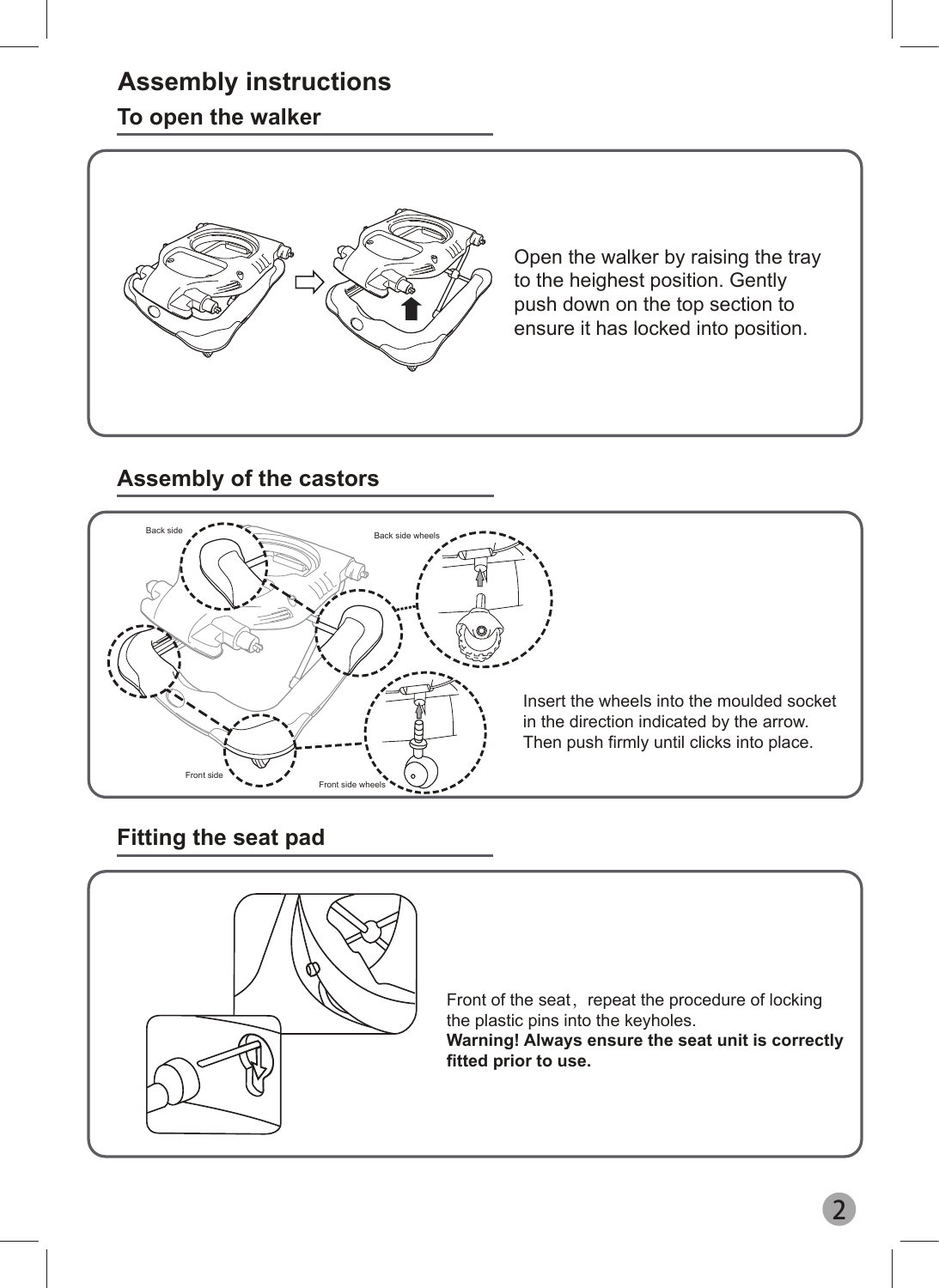# Assembly instructions

## To open the walker

Open the walker by raising the tray to the heighest position. Gently push down on the top section to ensure it has locked into position.

## Assembly of the castors

Back side

Back side wheels

Front side

Front side wheels

Insert the wheels into the moulded socket in the direction indicated by the arrow. Then push firmly until clicks into place.

## Fitting the seat pad

Front of the seat，repeat the procedure of locking the plastic pins into the keyholes.

**Warning! Always ensure the seat unit is correctly fitted prior to use.**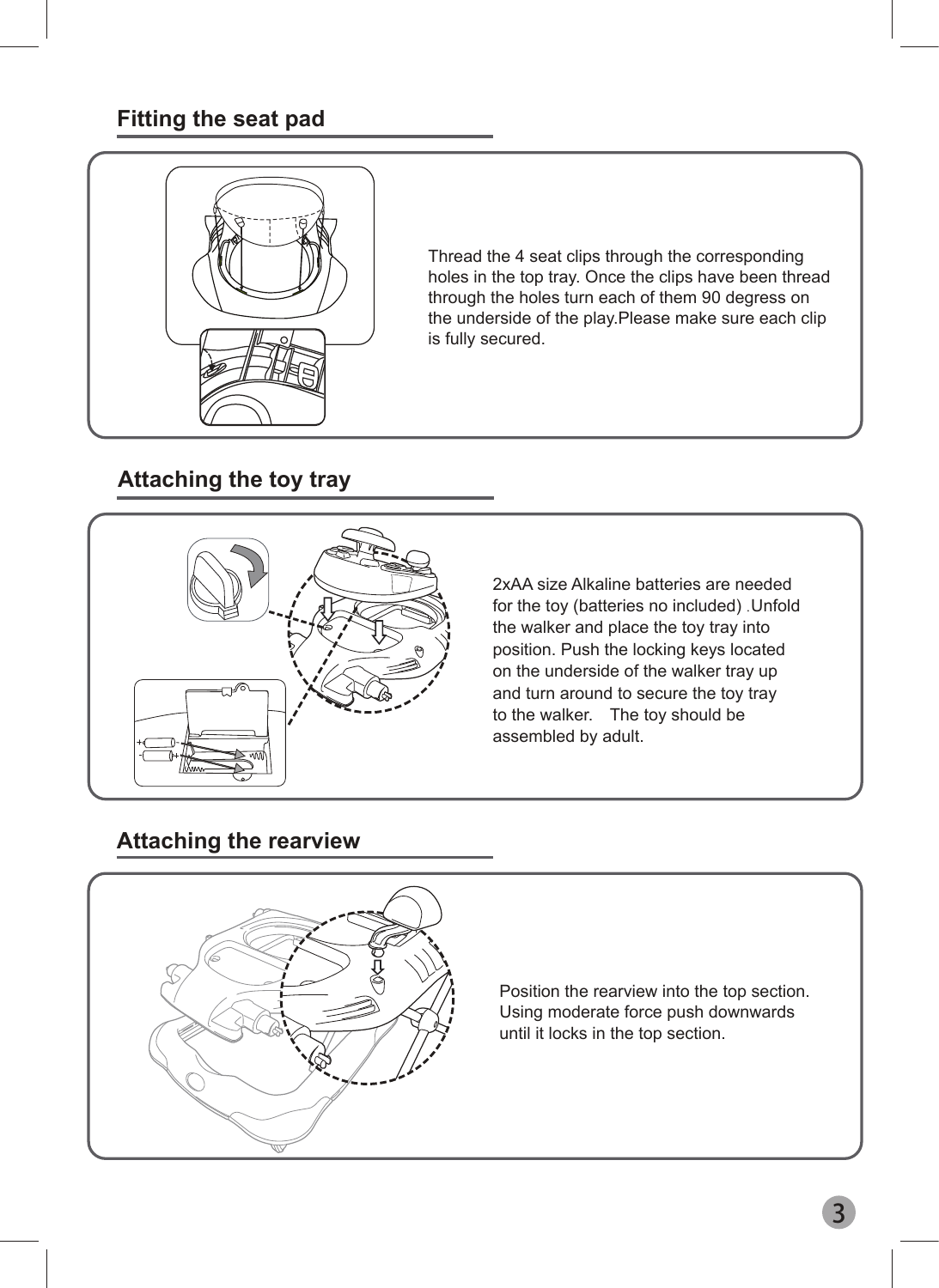## Fitting the seat pad

Thread the 4 seat clips through the corresponding holes in the top tray. Once the clips have been thread through the holes turn each of them 90 degress on the underside of the play.Please make sure each clip is fully secured.

## Attaching the toy tray

2xAA size Alkaline batteries are needed for the toy (batteries no included) .Unfold the walker and place the toy tray into position. Push the locking keys located on the underside of the walker tray up and turn around to secure the toy tray to the walker.  The toy should be assembled by adult.

## Attaching the rearview

Position the rearview into the top section. Using moderate force push downwards until it locks in the top section.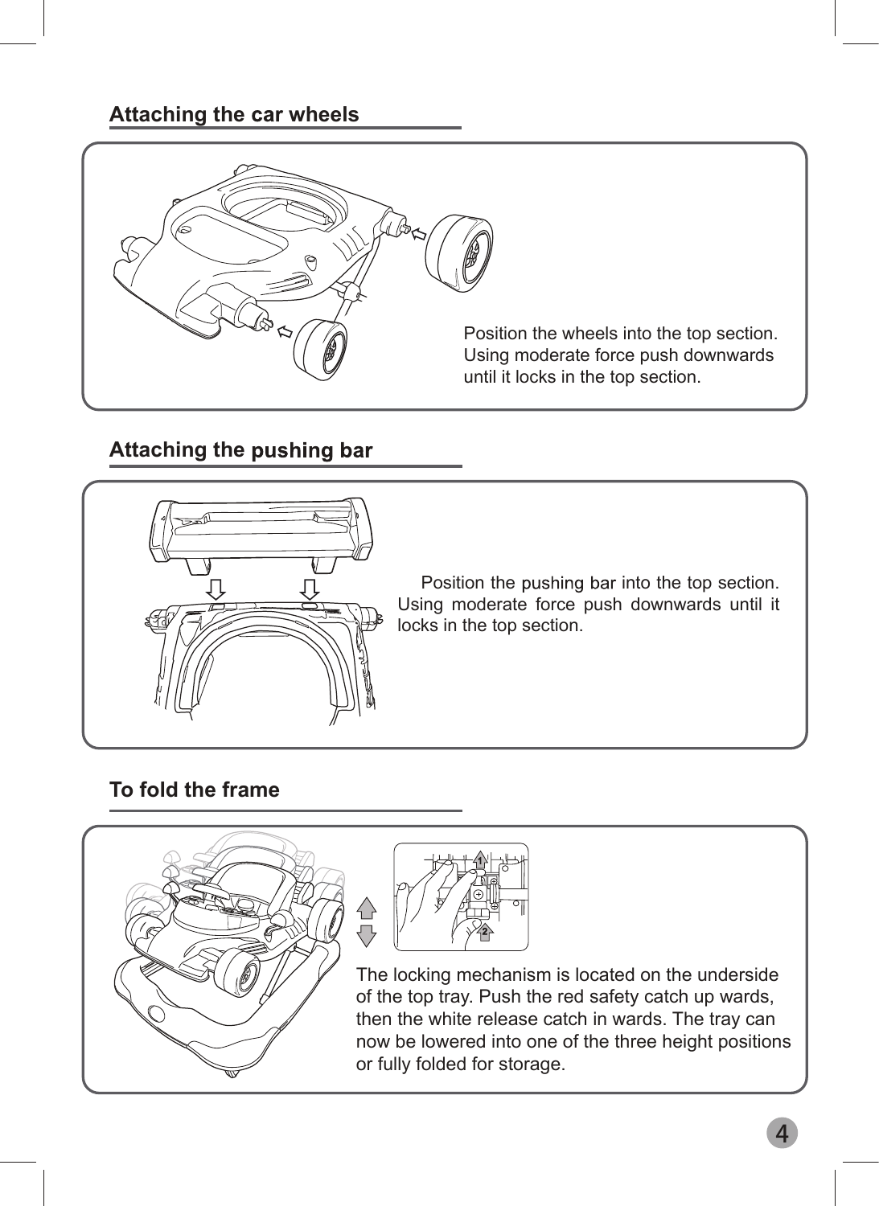## Attaching the car wheels

Position the wheels into the top section. Using moderate force push downwards until it locks in the top section.

## Attaching the pushing bar

Position the pushing bar into the top section. Using moderate force push downwards until it locks in the top section.

## To fold the frame

The locking mechanism is located on the underside of the top tray. Push the red safety catch up wards, then the white release catch in wards. The tray can now be lowered into one of the three height positions or fully folded for storage.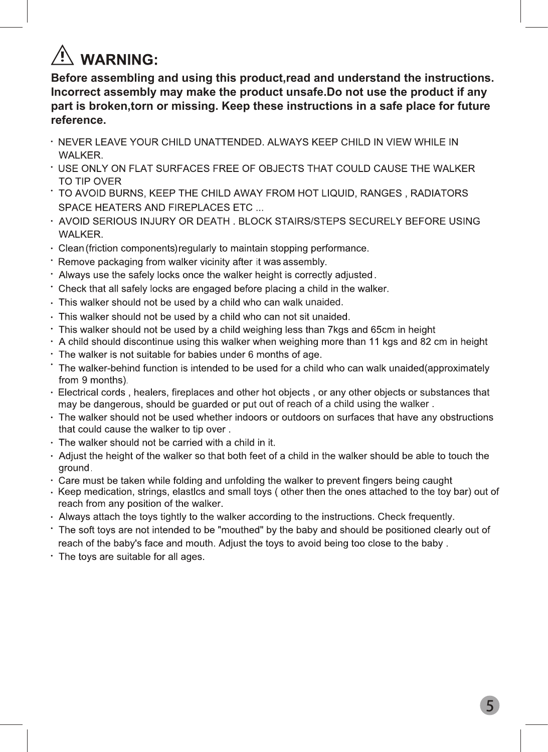# ⚠ WARNING:

**Before assembling and using this product,read and understand the instructions. Incorrect assembly may make the product unsafe.Do not use the product if any part is broken,torn or missing. Keep these instructions in a safe place for future reference.**

- NEVER LEAVE YOUR CHILD UNATTENDED. ALWAYS KEEP CHILD IN VIEW WHILE IN WALKER.
- USE ONLY ON FLAT SURFACES FREE OF OBJECTS THAT COULD CAUSE THE WALKER TO TIP OVER
- TO AVOID BURNS, KEEP THE CHILD AWAY FROM HOT LIQUID, RANGES , RADIATORS SPACE HEATERS AND FIREPLACES ETC ...
- AVOID SERIOUS INJURY OR DEATH . BLOCK STAIRS/STEPS SECURELY BEFORE USING WALKER.
- Clean (friction components) regularly to maintain stopping performance.
- Remove packaging from walker vicinity after it was assembly.
- Always use the safely locks once the walker height is correctly adjusted .
- Check that all safely locks are engaged before placing a child in the walker.
- This walker should not be used by a child who can walk unaided.
- This walker should not be used by a child who can not sit unaided.
- This walker should not be used by a child weighing less than 7kgs and 65cm in height
- A child should discontinue using this walker when weighing more than 11 kgs and 82 cm in height
- The walker is not suitable for babies under 6 months of age.
- The walker-behind function is intended to be used for a child who can walk unaided(approximately from 9 months).
- Electrical cords , healers, fireplaces and other hot objects , or any other objects or substances that may be dangerous, should be guarded or put out of reach of a child using the walker .
- The walker should not be used whether indoors or outdoors on surfaces that have any obstructions that could cause the walker to tip over .
- The walker should not be carried with a child in it.
- Adjust the height of the walker so that both feet of a child in the walker should be able to touch the ground.
- Care must be taken while folding and unfolding the walker to prevent fingers being caught
- Keep medication, strings, elastlcs and small toys ( other then the ones attached to the toy bar) out of reach from any position of the walker.
- Always attach the toys tightly to the walker according to the instructions. Check frequently.
- The soft toys are not intended to be "mouthed" by the baby and should be positioned clearly out of reach of the baby's face and mouth. Adjust the toys to avoid being too close to the baby .
- The toys are suitable for all ages.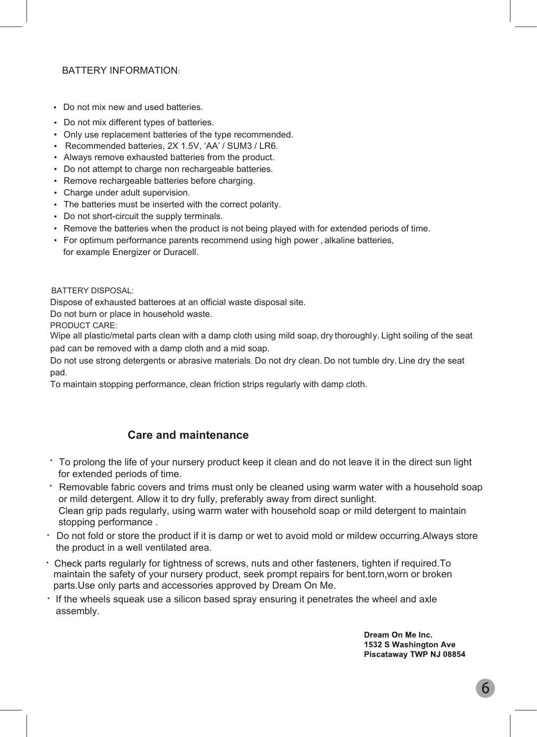## BATTERY INFORMATION:

- Do not mix new and used batteries.
- Do not mix different types of batteries.
- Only use replacement batteries of the type recommended.
- Recommended batteries, 2X 1.5V, 'AA' / SUM3 / LR6.
- Always remove exhausted batteries from the product.
- Do not attempt to charge non rechargeable batteries.
- Remove rechargeable batteries before charging.
- Charge under adult supervision.
- The batteries must be inserted with the correct polarity.
- Do not short-circuit the supply terminals.
- Remove the batteries when the product is not being played with for extended periods of time.
- For optimum performance parents recommend using high power , alkaline batteries, for example Energizer or Duracell.

BATTERY DISPOSAL:

Dispose of exhausted batteroes at an official waste disposal site.
Do not burn or place in household waste.

PRODUCT CARE:

Wipe all plastic/metal parts clean with a damp cloth using mild soap, dry thoroughly. Light soiling of the seat pad can be removed with a damp cloth and a mid soap.
Do not use strong detergents or abrasive materials. Do not dry clean. Do not tumble dry. Line dry the seat pad.
To maintain stopping performance, clean friction strips regularly with damp cloth.

## Care and maintenance

- To prolong the life of your nursery product keep it clean and do not leave it in the direct sun light for extended periods of time.
- Removable fabric covers and trims must only be cleaned using warm water with a household soap or mild detergent. Allow it to dry fully, preferably away from direct sunlight.
  Clean grip pads regularly, using warm water with household soap or mild detergent to maintain stopping performance .
- Do not fold or store the product if it is damp or wet to avoid mold or mildew occurring.Always store the product in a well ventilated area.
- Check parts regularly for tightness of screws, nuts and other fasteners, tighten if required.To maintain the safety of your nursery product, seek prompt repairs for bent,torn,worn or broken parts.Use only parts and accessories approved by Dream On Me.
- If the wheels squeak use a silicon based spray ensuring it penetrates the wheel and axle assembly.

**Dream On Me Inc.**
**1532 S Washington Ave**
**Piscataway TWP NJ 08854**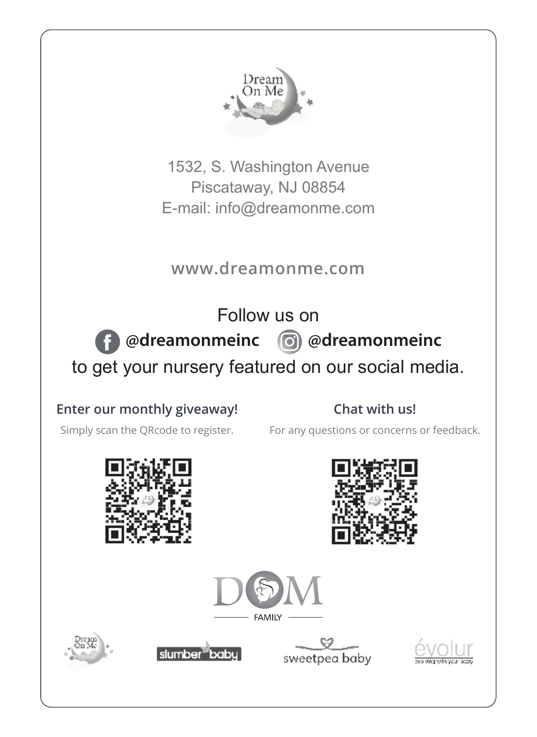Dream On Me

1532, S. Washington Avenue
Piscataway, NJ 08854
E-mail: info@dreamonme.com

**www.dreamonme.com**

Follow us on
**@dreamonmeinc** **@dreamonmeinc**
to get your nursery featured on our social media.

**Enter our monthly giveaway!**

Simply scan the QRcode to register.

**Chat with us!**

For any questions or concerns or feedback.

DOM
FAMILY

Dream On Me

slumber baby

sweetpea baby

évolur
evolving with your baby